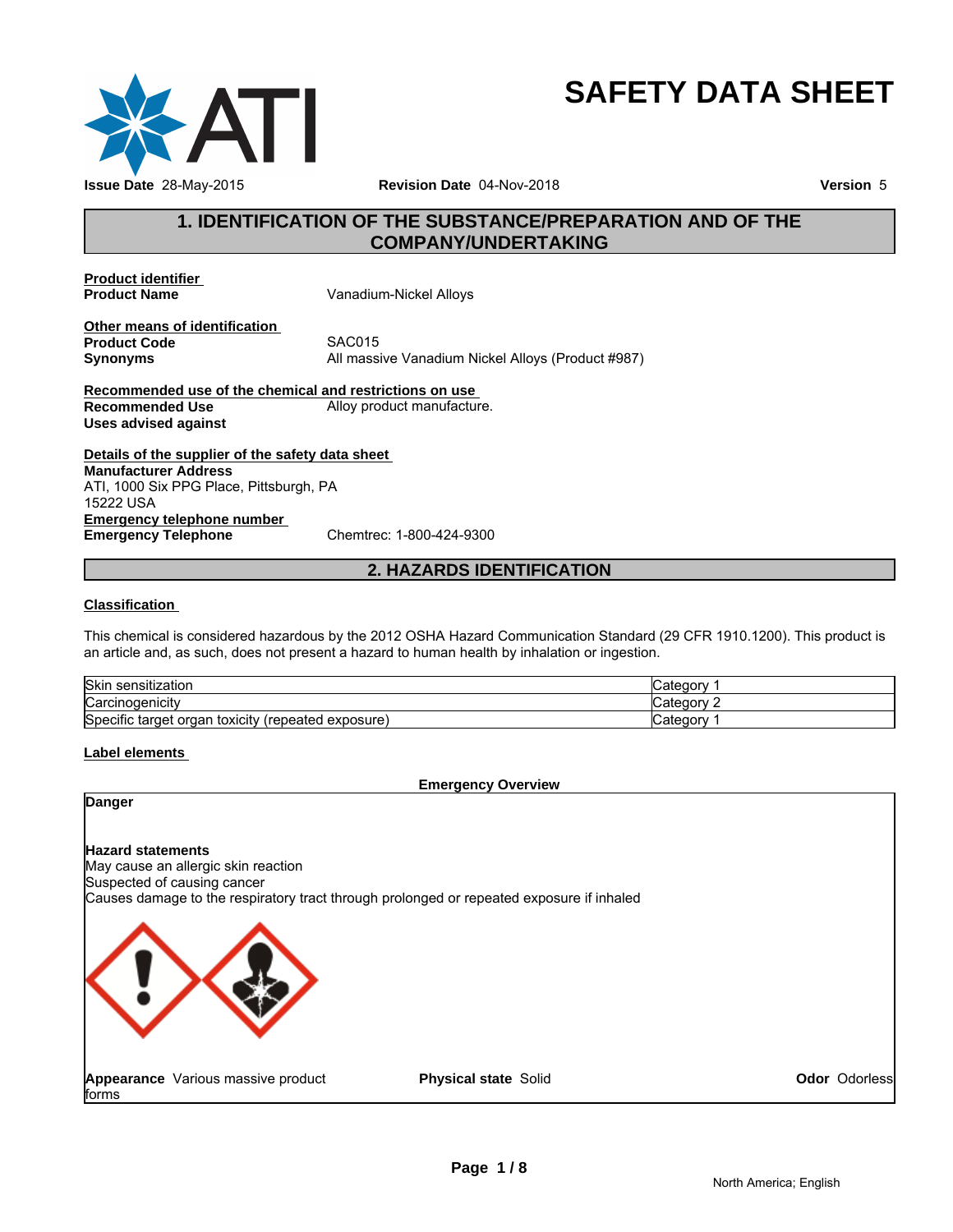# SAFETY DATA SHEET

**Issue Date** 28-May-2015 **Revision Date** 04-Nov-2018 **Version** 5

## 1. IDENTIFICATION OF THE SUBSTANCE/PREPARATION AND OF THE COMPANY/UNDERTAKING

**Product identifier**

**Product Name** Vanadium-Nickel Alloys

**Other means of identification**

**Product Code** SAC015

**Synonyms** All massive Vanadium Nickel Alloys (Product #987)

**Recommended use of the chemical and restrictions on use**

**Recommended Use** Alloy product manufacture.

**Uses advised against**

**Details of the supplier of the safety data sheet**

**Manufacturer Address**
ATI, 1000 Six PPG Place, Pittsburgh, PA
15222 USA

**Emergency telephone number**

**Emergency Telephone** Chemtrec: 1-800-424-9300

## 2. HAZARDS IDENTIFICATION

**Classification**

This chemical is considered hazardous by the 2012 OSHA Hazard Communication Standard (29 CFR 1910.1200). This product is an article and, as such, does not present a hazard to human health by inhalation or ingestion.

| | |
|---|---|
| Skin sensitization | Category 1 |
| Carcinogenicity | Category 2 |
| Specific target organ toxicity (repeated exposure) | Category 1 |

**Label elements**

**Emergency Overview**

**Danger**

**Hazard statements**
May cause an allergic skin reaction
Suspected of causing cancer
Causes damage to the respiratory tract through prolonged or repeated exposure if inhaled

**Appearance** Various massive product forms **Physical state** Solid **Odor** Odorless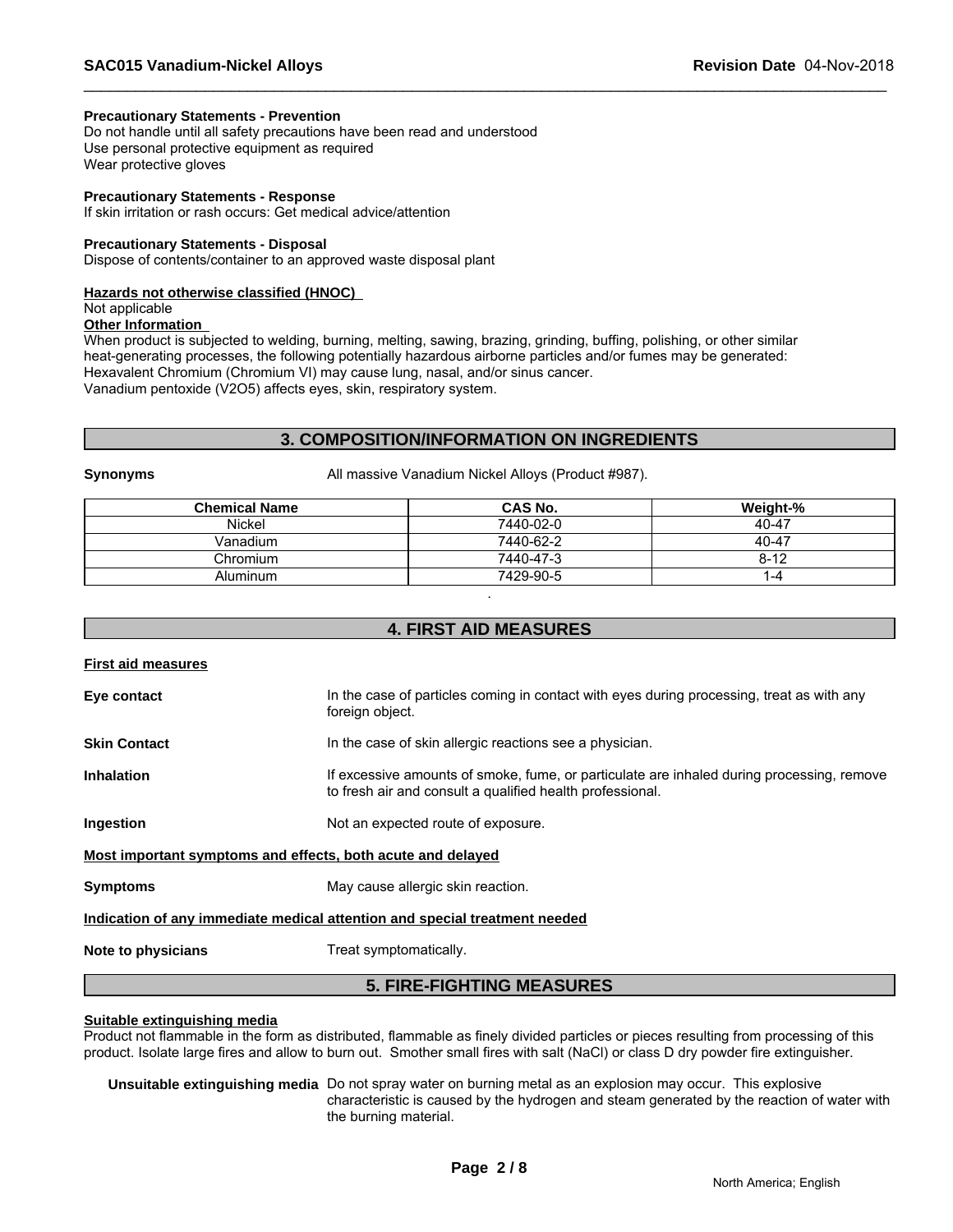**Precautionary Statements - Prevention**
Do not handle until all safety precautions have been read and understood
Use personal protective equipment as required
Wear protective gloves

**Precautionary Statements - Response**
If skin irritation or rash occurs: Get medical advice/attention

**Precautionary Statements - Disposal**
Dispose of contents/container to an approved waste disposal plant

**Hazards not otherwise classified (HNOC)**
Not applicable
**Other Information**
When product is subjected to welding, burning, melting, sawing, brazing, grinding, buffing, polishing, or other similar heat-generating processes, the following potentially hazardous airborne particles and/or fumes may be generated:
Hexavalent Chromium (Chromium VI) may cause lung, nasal, and/or sinus cancer.
Vanadium pentoxide ($V_2O_5$) affects eyes, skin, respiratory system.

## 3. COMPOSITION/INFORMATION ON INGREDIENTS

**Synonyms** All massive Vanadium Nickel Alloys (Product #987).

| Chemical Name | CAS No. | Weight-% |
|---|---|---|
| Nickel | 7440-02-0 | 40-47 |
| Vanadium | 7440-62-2 | 40-47 |
| Chromium | 7440-47-3 | 8-12 |
| Aluminum | 7429-90-5 | 1-4 |

.

## 4. FIRST AID MEASURES

**First aid measures**

**Eye contact** In the case of particles coming in contact with eyes during processing, treat as with any foreign object.

**Skin Contact** In the case of skin allergic reactions see a physician.

**Inhalation** If excessive amounts of smoke, fume, or particulate are inhaled during processing, remove to fresh air and consult a qualified health professional.

**Ingestion** Not an expected route of exposure.

**Most important symptoms and effects, both acute and delayed**

**Symptoms** May cause allergic skin reaction.

**Indication of any immediate medical attention and special treatment needed**

**Note to physicians** Treat symptomatically.

## 5. FIRE-FIGHTING MEASURES

**Suitable extinguishing media**
Product not flammable in the form as distributed, flammable as finely divided particles or pieces resulting from processing of this product. Isolate large fires and allow to burn out. Smother small fires with salt (NaCl) or class D dry powder fire extinguisher.

**Unsuitable extinguishing media** Do not spray water on burning metal as an explosion may occur. This explosive characteristic is caused by the hydrogen and steam generated by the reaction of water with the burning material.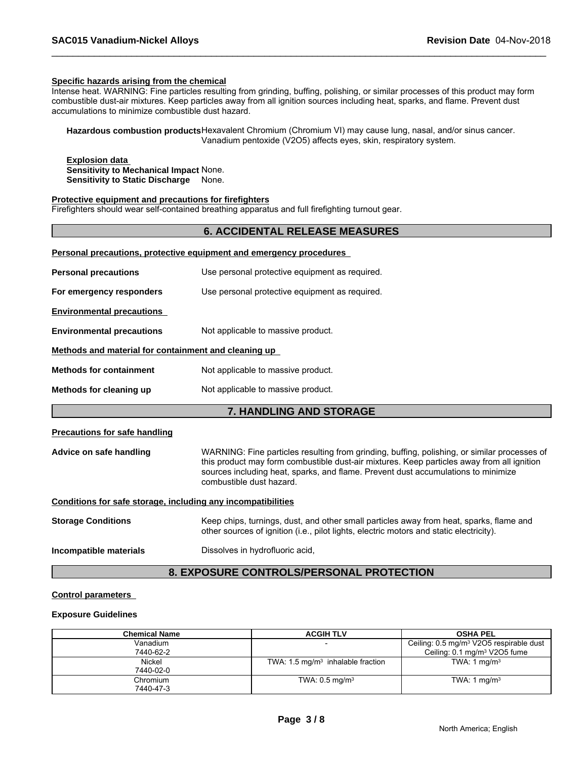**Specific hazards arising from the chemical**

Intense heat. WARNING: Fine particles resulting from grinding, buffing, polishing, or similar processes of this product may form combustible dust-air mixtures. Keep particles away from all ignition sources including heat, sparks, and flame. Prevent dust accumulations to minimize combustible dust hazard.

**Hazardous combustion products** Hexavalent Chromium (Chromium VI) may cause lung, nasal, and/or sinus cancer. Vanadium pentoxide ($V_2O_5$) affects eyes, skin, respiratory system.

**Explosion data**

**Sensitivity to Mechanical Impact** None.

**Sensitivity to Static Discharge** None.

**Protective equipment and precautions for firefighters**

Firefighters should wear self-contained breathing apparatus and full firefighting turnout gear.

## 6. ACCIDENTAL RELEASE MEASURES

**Personal precautions, protective equipment and emergency procedures**

**Personal precautions** Use personal protective equipment as required.

**For emergency responders** Use personal protective equipment as required.

**Environmental precautions**

**Environmental precautions** Not applicable to massive product.

**Methods and material for containment and cleaning up**

**Methods for containment** Not applicable to massive product.

**Methods for cleaning up** Not applicable to massive product.

## 7. HANDLING AND STORAGE

**Precautions for safe handling**

**Advice on safe handling** WARNING: Fine particles resulting from grinding, buffing, polishing, or similar processes of this product may form combustible dust-air mixtures. Keep particles away from all ignition sources including heat, sparks, and flame. Prevent dust accumulations to minimize combustible dust hazard.

**Conditions for safe storage, including any incompatibilities**

**Storage Conditions** Keep chips, turnings, dust, and other small particles away from heat, sparks, flame and other sources of ignition (i.e., pilot lights, electric motors and static electricity).

**Incompatible materials** Dissolves in hydrofluoric acid,

## 8. EXPOSURE CONTROLS/PERSONAL PROTECTION

**Control parameters**

**Exposure Guidelines**

| Chemical Name | ACGIH TLV | OSHA PEL |
|---|---|---|
| Vanadium<br>7440-62-2 | - | Ceiling: 0.5 $mg/m^3$ $V_2O_5$ respirable dust<br>Ceiling: 0.1 $mg/m^3$ $V_2O_5$ fume |
| Nickel<br>7440-02-0 | TWA: 1.5 $mg/m^3$ inhalable fraction | TWA: 1 $mg/m^3$ |
| Chromium<br>7440-47-3 | TWA: 0.5 $mg/m^3$ | TWA: 1 $mg/m^3$ |

North America; English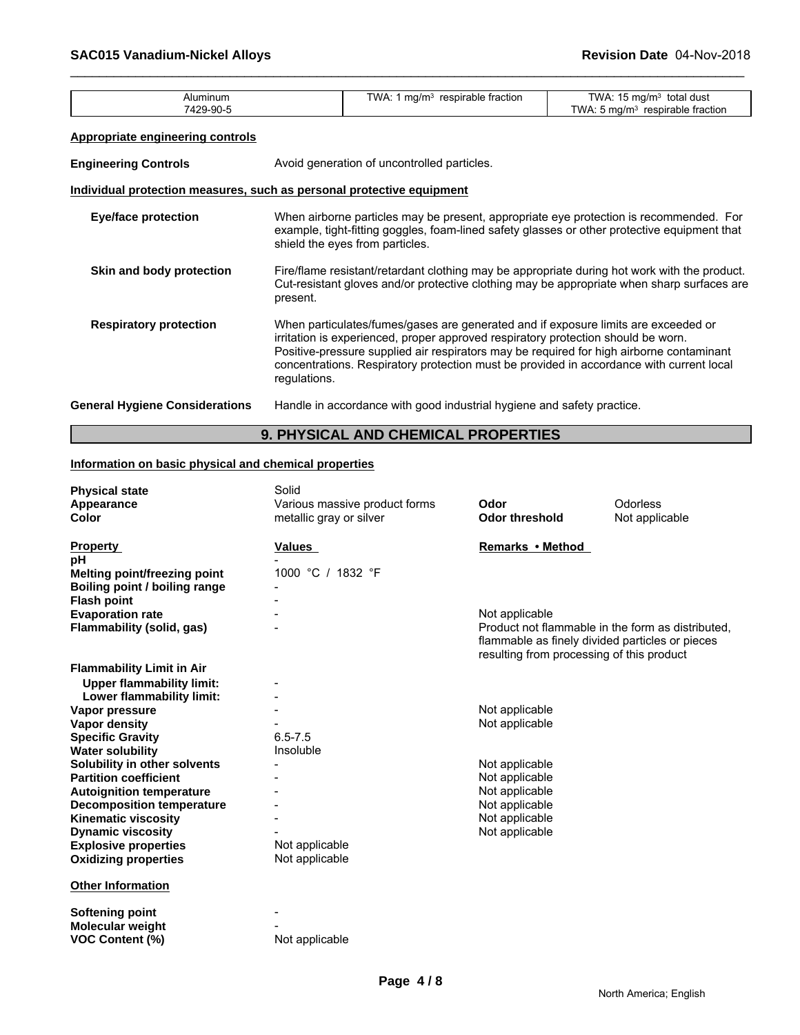| | | |
|---|---|---|
| Aluminum<br>7429-90-5 | TWA: 1 mg/m³ respirable fraction | TWA: 15 mg/m³ total dust<br>TWA: 5 mg/m³ respirable fraction |

**Appropriate engineering controls**

**Engineering Controls** Avoid generation of uncontrolled particles.

**Individual protection measures, such as personal protective equipment**

**Eye/face protection** When airborne particles may be present, appropriate eye protection is recommended. For example, tight-fitting goggles, foam-lined safety glasses or other protective equipment that shield the eyes from particles.

**Skin and body protection** Fire/flame resistant/retardant clothing may be appropriate during hot work with the product. Cut-resistant gloves and/or protective clothing may be appropriate when sharp surfaces are present.

**Respiratory protection** When particulates/fumes/gases are generated and if exposure limits are exceeded or irritation is experienced, proper approved respiratory protection should be worn. Positive-pressure supplied air respirators may be required for high airborne contaminant concentrations. Respiratory protection must be provided in accordance with current local regulations.

**General Hygiene Considerations** Handle in accordance with good industrial hygiene and safety practice.

## 9. PHYSICAL AND CHEMICAL PROPERTIES

**Information on basic physical and chemical properties**

| | | | |
|---|---|---|---|
| **Physical state** | Solid | | |
| **Appearance** | Various massive product forms | **Odor** | Odorless |
| **Color** | metallic gray or silver | **Odor threshold** | Not applicable |

| **Property** | **Values** | **Remarks • Method** |
|---|---|---|
| **pH** | - | |
| **Melting point/freezing point** | 1000 °C / 1832 °F | |
| **Boiling point / boiling range** | - | |
| **Flash point** | - | |
| **Evaporation rate** | - | Not applicable |
| **Flammability (solid, gas)** | - | Product not flammable in the form as distributed, flammable as finely divided particles or pieces resulting from processing of this product |
| **Flammability Limit in Air** | | |
| **Upper flammability limit:** | - | |
| **Lower flammability limit:** | - | |
| **Vapor pressure** | - | Not applicable |
| **Vapor density** | - | Not applicable |
| **Specific Gravity** | 6.5-7.5 | |
| **Water solubility** | Insoluble | |
| **Solubility in other solvents** | - | Not applicable |
| **Partition coefficient** | - | Not applicable |
| **Autoignition temperature** | - | Not applicable |
| **Decomposition temperature** | - | Not applicable |
| **Kinematic viscosity** | - | Not applicable |
| **Dynamic viscosity** | - | Not applicable |
| **Explosive properties** | Not applicable | |
| **Oxidizing properties** | Not applicable | |

**Other Information**

| | |
|---|---|
| **Softening point** | - |
| **Molecular weight** | - |
| **VOC Content (%)** | Not applicable |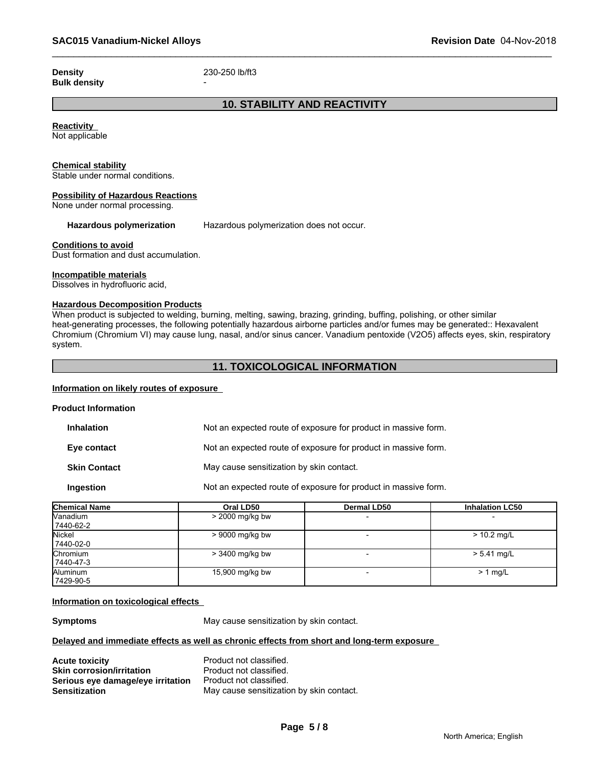**Density** 230-250 lb/ft3

**Bulk density** -

## 10. STABILITY AND REACTIVITY

**Reactivity**

Not applicable

**Chemical stability**

Stable under normal conditions.

**Possibility of Hazardous Reactions**

None under normal processing.

**Hazardous polymerization** Hazardous polymerization does not occur.

**Conditions to avoid**

Dust formation and dust accumulation.

**Incompatible materials**

Dissolves in hydrofluoric acid,

**Hazardous Decomposition Products**

When product is subjected to welding, burning, melting, sawing, brazing, grinding, buffing, polishing, or other similar heat-generating processes, the following potentially hazardous airborne particles and/or fumes may be generated:: Hexavalent Chromium (Chromium VI) may cause lung, nasal, and/or sinus cancer. Vanadium pentoxide ($V_2O_5$) affects eyes, skin, respiratory system.

## 11. TOXICOLOGICAL INFORMATION

**Information on likely routes of exposure**

**Product Information**

**Inhalation** Not an expected route of exposure for product in massive form.

**Eye contact** Not an expected route of exposure for product in massive form.

**Skin Contact** May cause sensitization by skin contact.

**Ingestion** Not an expected route of exposure for product in massive form.

| Chemical Name | Oral LD50 | Dermal LD50 | Inhalation LC50 |
|---|---|---|---|
| Vanadium 7440-62-2 | > 2000 mg/kg bw | - | - |
| Nickel 7440-02-0 | > 9000 mg/kg bw | - | > 10.2 mg/L |
| Chromium 7440-47-3 | > 3400 mg/kg bw | - | > 5.41 mg/L |
| Aluminum 7429-90-5 | 15,900 mg/kg bw | - | > 1 mg/L |

**Information on toxicological effects**

**Symptoms** May cause sensitization by skin contact.

**Delayed and immediate effects as well as chronic effects from short and long-term exposure**

**Acute toxicity** Product not classified.
**Skin corrosion/irritation** Product not classified.
**Serious eye damage/eye irritation** Product not classified.
**Sensitization** May cause sensitization by skin contact.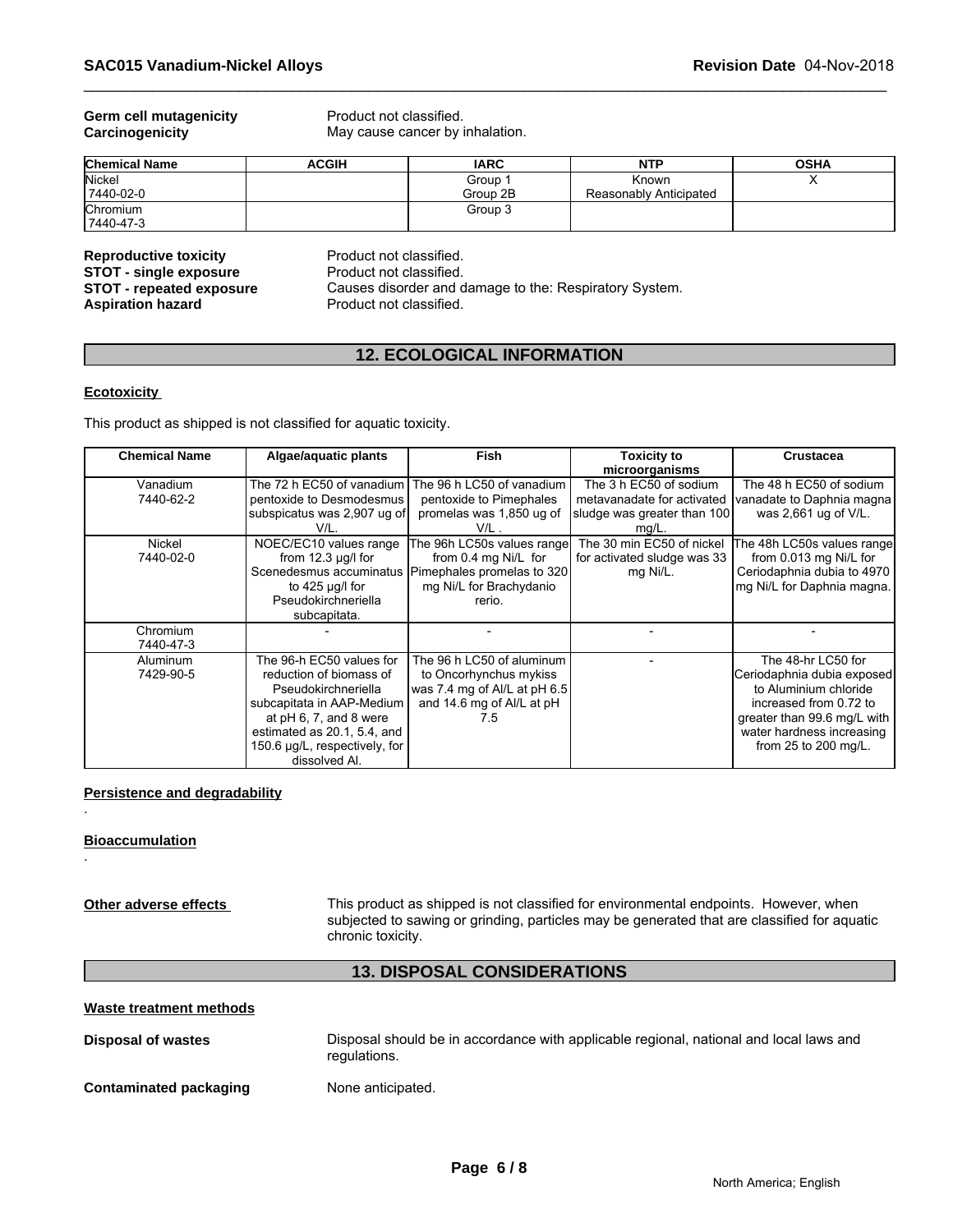**Germ cell mutagenicity** Product not classified.
**Carcinogenicity** May cause cancer by inhalation.

| Chemical Name | ACGIH | IARC | NTP | OSHA |
|---|---|---|---|---|
| Nickel<br>7440-02-0 | | Group 1<br>Group 2B | Known<br>Reasonably Anticipated | X |
| Chromium<br>7440-47-3 | | Group 3 | | |

**Reproductive toxicity** Product not classified.
**STOT - single exposure** Product not classified.
**STOT - repeated exposure** Causes disorder and damage to the: Respiratory System.
**Aspiration hazard** Product not classified.

## 12. ECOLOGICAL INFORMATION

**Ecotoxicity**

This product as shipped is not classified for aquatic toxicity.

| Chemical Name | Algae/aquatic plants | Fish | Toxicity to microorganisms | Crustacea |
|---|---|---|---|---|
| Vanadium<br>7440-62-2 | The 72 h EC50 of vanadium pentoxide to Desmodesmus subspicatus was 2,907 ug of V/L. | The 96 h LC50 of vanadium pentoxide to Pimephales promelas was 1,850 ug of V/L . | The 3 h EC50 of sodium metavanadate for activated sludge was greater than 100 mg/L. | The 48 h EC50 of sodium vanadate to Daphnia magna was 2,661 ug of V/L. |
| Nickel<br>7440-02-0 | NOEC/EC10 values range from 12.3 µg/l for Scenedesmus accuminatus to 425 µg/l for Pseudokirchneriella subcapitata. | The 96h LC50s values range from 0.4 mg Ni/L for Pimephales promelas to 320 mg Ni/L for Brachydanio rerio. | The 30 min EC50 of nickel for activated sludge was 33 mg Ni/L. | The 48h LC50s values range from 0.013 mg Ni/L for Ceriodaphnia dubia to 4970 mg Ni/L for Daphnia magna. |
| Chromium<br>7440-47-3 | - | - | - | - |
| Aluminum<br>7429-90-5 | The 96-h EC50 values for reduction of biomass of Pseudokirchneriella subcapitata in AAP-Medium at pH 6, 7, and 8 were estimated as 20.1, 5.4, and 150.6 µg/L, respectively, for dissolved Al. | The 96 h LC50 of aluminum to Oncorhynchus mykiss was 7.4 mg of Al/L at pH 6.5 and 14.6 mg of Al/L at pH 7.5 | - | The 48-hr LC50 for Ceriodaphnia dubia exposed to Aluminium chloride increased from 0.72 to greater than 99.6 mg/L with water hardness increasing from 25 to 200 mg/L. |

**Persistence and degradability**

.

**Bioaccumulation**

.

**Other adverse effects** This product as shipped is not classified for environmental endpoints. However, when subjected to sawing or grinding, particles may be generated that are classified for aquatic chronic toxicity.

## 13. DISPOSAL CONSIDERATIONS

**Waste treatment methods**

**Disposal of wastes** Disposal should be in accordance with applicable regional, national and local laws and regulations.

**Contaminated packaging** None anticipated.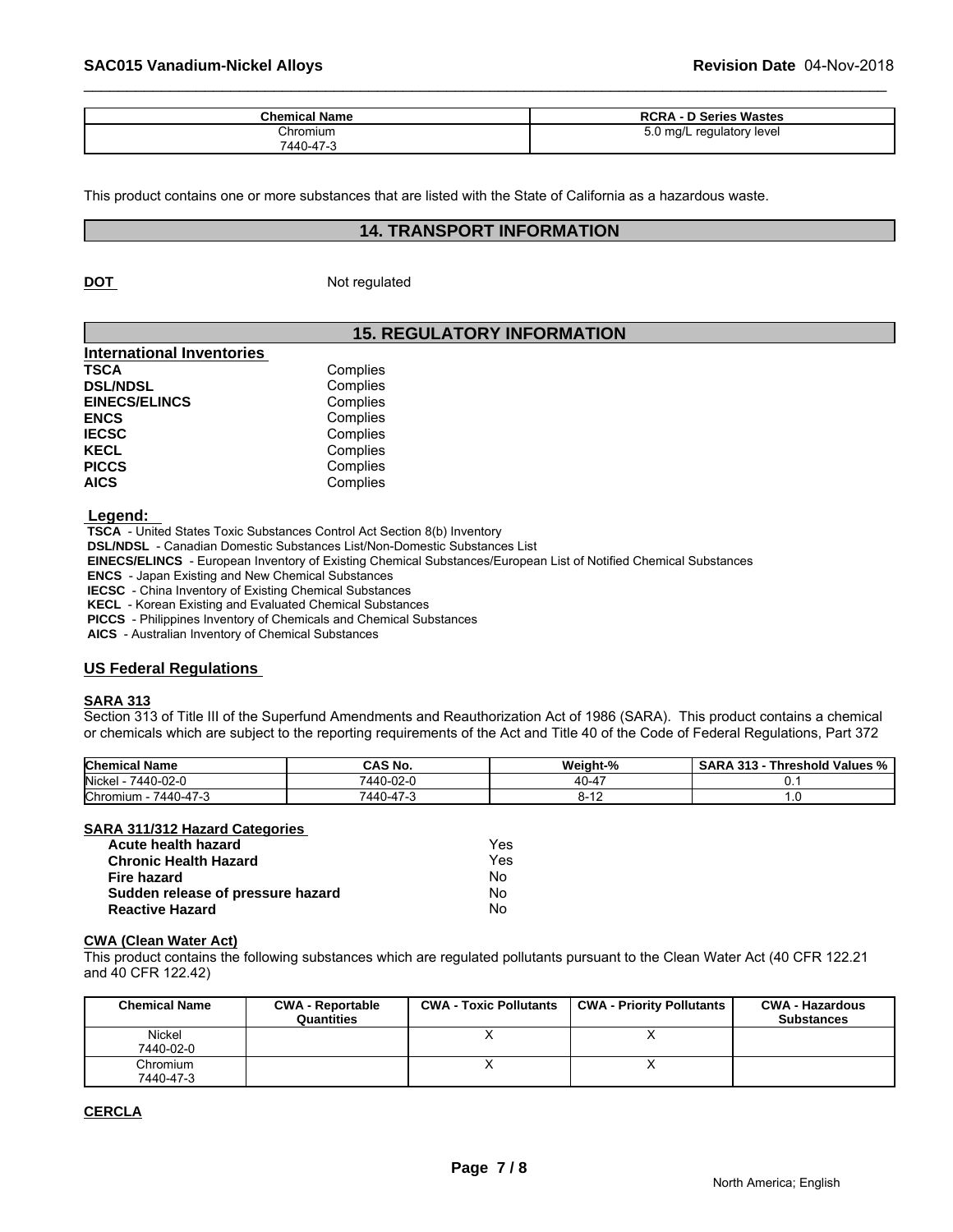| Chemical Name | RCRA - D Series Wastes |
| --- | --- |
| Chromium 7440-47-3 | 5.0 mg/L regulatory level |

This product contains one or more substances that are listed with the State of California as a hazardous waste.

## 14. TRANSPORT INFORMATION

**DOT** Not regulated

## 15. REGULATORY INFORMATION

**International Inventories**

| | |
| --- | --- |
| **TSCA** | Complies |
| **DSL/NDSL** | Complies |
| **EINECS/ELINCS** | Complies |
| **ENCS** | Complies |
| **IECSC** | Complies |
| **KECL** | Complies |
| **PICCS** | Complies |
| **AICS** | Complies |

**Legend:**

**TSCA** - United States Toxic Substances Control Act Section 8(b) Inventory
**DSL/NDSL** - Canadian Domestic Substances List/Non-Domestic Substances List
**EINECS/ELINCS** - European Inventory of Existing Chemical Substances/European List of Notified Chemical Substances
**ENCS** - Japan Existing and New Chemical Substances
**IECSC** - China Inventory of Existing Chemical Substances
**KECL** - Korean Existing and Evaluated Chemical Substances
**PICCS** - Philippines Inventory of Chemicals and Chemical Substances
**AICS** - Australian Inventory of Chemical Substances

### US Federal Regulations

**SARA 313**

Section 313 of Title III of the Superfund Amendments and Reauthorization Act of 1986 (SARA). This product contains a chemical or chemicals which are subject to the reporting requirements of the Act and Title 40 of the Code of Federal Regulations, Part 372

| Chemical Name | CAS No. | Weight-% | SARA 313 - Threshold Values % |
| --- | --- | --- | --- |
| Nickel - 7440-02-0 | 7440-02-0 | 40-47 | 0.1 |
| Chromium - 7440-47-3 | 7440-47-3 | 8-12 | 1.0 |

**SARA 311/312 Hazard Categories**

| | |
| --- | --- |
| **Acute health hazard** | Yes |
| **Chronic Health Hazard** | Yes |
| **Fire hazard** | No |
| **Sudden release of pressure hazard** | No |
| **Reactive Hazard** | No |

**CWA (Clean Water Act)**

This product contains the following substances which are regulated pollutants pursuant to the Clean Water Act (40 CFR 122.21 and 40 CFR 122.42)

| Chemical Name | CWA - Reportable Quantities | CWA - Toxic Pollutants | CWA - Priority Pollutants | CWA - Hazardous Substances |
| --- | --- | --- | --- | --- |
| Nickel 7440-02-0 | | X | X | |
| Chromium 7440-47-3 | | X | X | |

**CERCLA**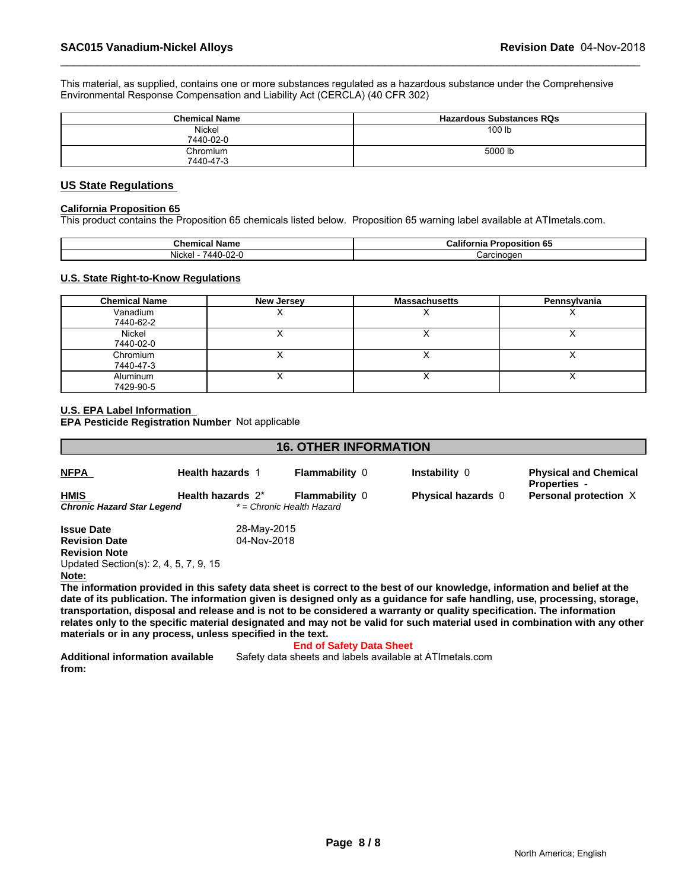This material, as supplied, contains one or more substances regulated as a hazardous substance under the Comprehensive Environmental Response Compensation and Liability Act (CERCLA) (40 CFR 302)

| Chemical Name | Hazardous Substances RQs |
|---|---|
| Nickel 7440-02-0 | 100 lb |
| Chromium 7440-47-3 | 5000 lb |

## US State Regulations

### California Proposition 65

This product contains the Proposition 65 chemicals listed below. Proposition 65 warning label available at ATImetals.com.

| Chemical Name | California Proposition 65 |
|---|---|
| Nickel - 7440-02-0 | Carcinogen |

### U.S. State Right-to-Know Regulations

| Chemical Name | New Jersey | Massachusetts | Pennsylvania |
|---|---|---|---|
| Vanadium 7440-62-2 | X | X | X |
| Nickel 7440-02-0 | X | X | X |
| Chromium 7440-47-3 | X | X | X |
| Aluminum 7429-90-5 | X | X | X |

### U.S. EPA Label Information

**EPA Pesticide Registration Number** Not applicable

## 16. OTHER INFORMATION

| | | | | |
|---|---|---|---|---|
| **NFPA** | **Health hazards** 1 | **Flammability** 0 | **Instability** 0 | **Physical and Chemical Properties** - |
| **HMIS** | **Health hazards** 2* | **Flammability** 0 | **Physical hazards** 0 | **Personal protection** X |

***Chronic Hazard Star Legend*** *\* = Chronic Health Hazard*

**Issue Date** 28-May-2015

**Revision Date** 04-Nov-2018

**Revision Note**

Updated Section(s): 2, 4, 5, 7, 9, 15

**Note:**

**The information provided in this safety data sheet is correct to the best of our knowledge, information and belief at the date of its publication. The information given is designed only as a guidance for safe handling, use, processing, storage, transportation, disposal and release and is not to be considered a warranty or quality specification. The information relates only to the specific material designated and may not be valid for such material used in combination with any other materials or in any process, unless specified in the text.**

**End of Safety Data Sheet**

**Additional information available from:** Safety data sheets and labels available at ATImetals.com